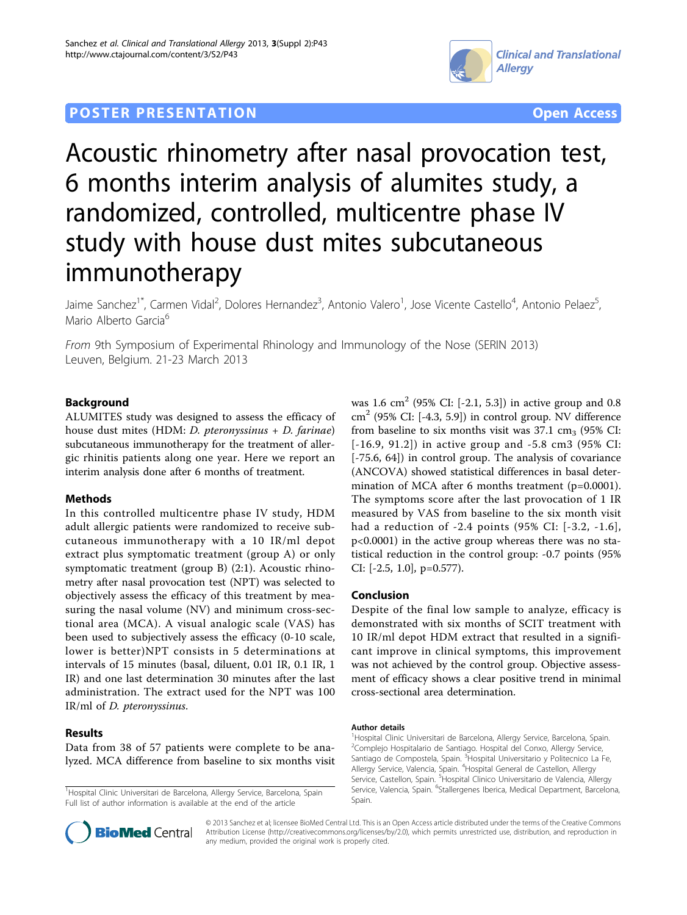POSTER PRESENTATION Open Access

# Acoustic rhinometry after nasal provocation test, 6 months interim analysis of alumites study, a randomized, controlled, multicentre phase IV study with house dust mites subcutaneous immunotherapy

Jaime Sanchez[1*], Carmen Vidal[2], Dolores Hernandez[3], Antonio Valero[1], Jose Vicente Castello[4], Antonio Pelaez[5], Mario Alberto Garcia[6]

*From* 9th Symposium of Experimental Rhinology and Immunology of the Nose (SERIN 2013)
Leuven, Belgium. 21-23 March 2013

## Background

ALUMITES study was designed to assess the efficacy of house dust mites (HDM: *D. pteronyssinus* + *D. farinae*) subcutaneous immunotherapy for the treatment of allergic rhinitis patients along one year. Here we report an interim analysis done after 6 months of treatment.

## Methods

In this controlled multicentre phase IV study, HDM adult allergic patients were randomized to receive subcutaneous immunotherapy with a 10 IR/ml depot extract plus symptomatic treatment (group A) or only symptomatic treatment (group B) (2:1). Acoustic rhinometry after nasal provocation test (NPT) was selected to objectively assess the efficacy of this treatment by measuring the nasal volume (NV) and minimum cross-sectional area (MCA). A visual analogic scale (VAS) has been used to subjectively assess the efficacy (0-10 scale, lower is better)NPT consists in 5 determinations at intervals of 15 minutes (basal, diluent, 0.01 IR, 0.1 IR, 1 IR) and one last determination 30 minutes after the last administration. The extract used for the NPT was 100 IR/ml of *D. pteronyssinus*.

## Results

Data from 38 of 57 patients were complete to be analyzed. MCA difference from baseline to six months visit was 1.6 $cm^2$ (95% CI: [-2.1, 5.3]) in active group and 0.8 $cm^2$ (95% CI: [-4.3, 5.9]) in control group. NV difference from baseline to six months visit was 37.1 $cm_3$ (95% CI: [-16.9, 91.2]) in active group and -5.8 cm3 (95% CI: [-75.6, 64]) in control group. The analysis of covariance (ANCOVA) showed statistical differences in basal determination of MCA after 6 months treatment ($p=0.0001$). The symptoms score after the last provocation of 1 IR measured by VAS from baseline to the six month visit had a reduction of -2.4 points (95% CI: [-3.2, -1.6], $p<0.0001$) in the active group whereas there was no statistical reduction in the control group: -0.7 points (95% CI: [-2.5, 1.0], $p=0.577$).

## Conclusion

Despite of the final low sample to analyze, efficacy is demonstrated with six months of SCIT treatment with 10 IR/ml depot HDM extract that resulted in a significant improve in clinical symptoms, this improvement was not achieved by the control group. Objective assessment of efficacy shows a clear positive trend in minimal cross-sectional area determination.

[1]Hospital Clinic Universitari de Barcelona, Allergy Service, Barcelona, Spain
Full list of author information is available at the end of the article

#### Author details

[1]Hospital Clinic Universitari de Barcelona, Allergy Service, Barcelona, Spain. [2]Complejo Hospitalario de Santiago. Hospital del Conxo, Allergy Service, Santiago de Compostela, Spain. [3]Hospital Universitario y Politecnico La Fe, Allergy Service, Valencia, Spain. [4]Hospital General de Castellon, Allergy Service, Castellon, Spain. [5]Hospital Clinico Universitario de Valencia, Allergy Service, Valencia, Spain. [6]Stallergenes Iberica, Medical Department, Barcelona, Spain.

© 2013 Sanchez et al; licensee BioMed Central Ltd. This is an Open Access article distributed under the terms of the Creative Commons Attribution License (http://creativecommons.org/licenses/by/2.0), which permits unrestricted use, distribution, and reproduction in any medium, provided the original work is properly cited.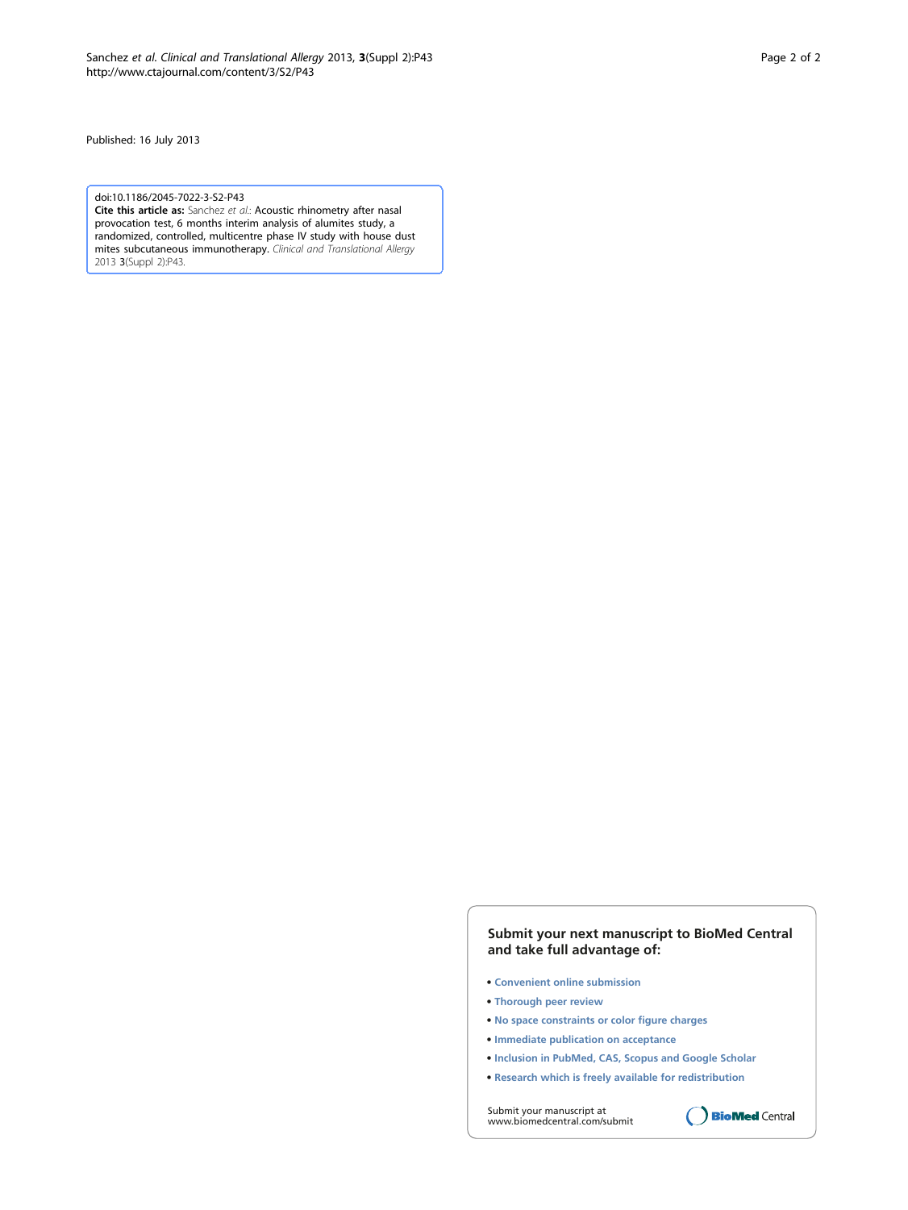Published: 16 July 2013

doi:10.1186/2045-7022-3-S2-P43
**Cite this article as:** Sanchez *et al.*: Acoustic rhinometry after nasal provocation test, 6 months interim analysis of alumites study, a randomized, controlled, multicentre phase IV study with house dust mites subcutaneous immunotherapy. *Clinical and Translational Allergy* 2013 **3**(Suppl 2):P43.

**Submit your next manuscript to BioMed Central and take full advantage of:**

- **Convenient online submission**
- **Thorough peer review**
- **No space constraints or color figure charges**
- **Immediate publication on acceptance**
- **Inclusion in PubMed, CAS, Scopus and Google Scholar**
- **Research which is freely available for redistribution**

Submit your manuscript at
www.biomedcentral.com/submit

BioMed Central